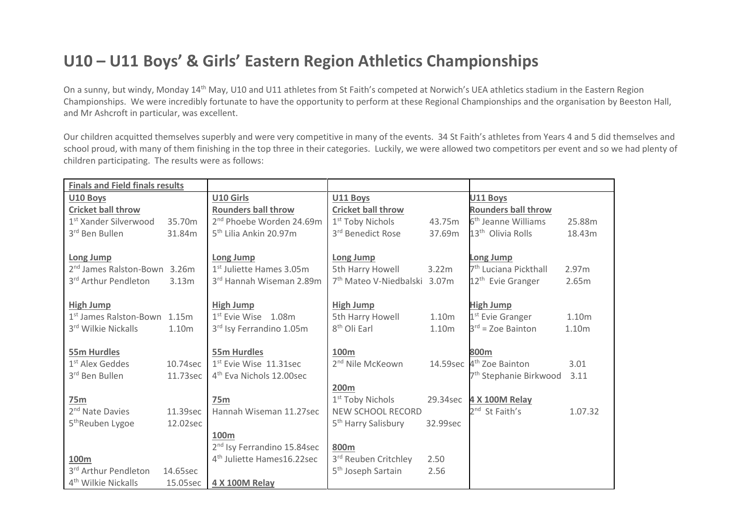# U10 – U11 Boys' & Girls' Eastern Region Athletics Championships

On a sunny, but windy, Monday 14th May, U10 and U11 athletes from St Faith's competed at Norwich's UEA athletics stadium in the Eastern Region Championships. We were incredibly fortunate to have the opportunity to perform at these Regional Championships and the organisation by Beeston Hall, and Mr Ashcroft in particular, was excellent.

Our children acquitted themselves superbly and were very competitive in many of the events. 34 St Faith's athletes from Years 4 and 5 did themselves and school proud, with many of them finishing in the top three in their categories. Luckily, we were allowed two competitors per event and so we had plenty of children participating. The results were as follows:

| **Finals and Field finals results** | | | |
|---|---|---|---|
| **U10 Boys** | **U10 Girls** | **U11 Boys** | **U11 Boys** |
| **Cricket ball throw** | **Rounders ball throw** | **Cricket ball throw** | **Rounders ball throw** |
| 1st Xander Silverwood 35.70m | 2nd Phoebe Worden 24.69m | 1st Toby Nichols 43.75m | 6th Jeanne Williams 25.88m |
| 3rd Ben Bullen 31.84m | 5th Lilia Ankin 20.97m | 3rd Benedict Rose 37.69m | 13th Olivia Rolls 18.43m |
| | | | |
| **Long Jump** | **Long Jump** | **Long Jump** | **Long Jump** |
| 2nd James Ralston-Bown 3.26m | 1st Juliette Hames 3.05m | 5th Harry Howell 3.22m | 7th Luciana Pickthall 2.97m |
| 3rd Arthur Pendleton 3.13m | 3rd Hannah Wiseman 2.89m | 7th Mateo V-Niedbalski 3.07m | 12th Evie Granger 2.65m |
| | | | |
| **High Jump** | **High Jump** | **High Jump** | **High Jump** |
| 1st James Ralston-Bown 1.15m | 1st Evie Wise 1.08m | 5th Harry Howell 1.10m | 1st Evie Granger 1.10m |
| 3rd Wilkie Nickalls 1.10m | 3rd Isy Ferrandino 1.05m | 8th Oli Earl 1.10m | 3rd = Zoe Bainton 1.10m |
| | | | |
| **55m Hurdles** | **55m Hurdles** | **100m** | **800m** |
| 1st Alex Geddes 10.74sec | 1st Evie Wise 11.31sec | 2nd Nile McKeown 14.59sec | 4th Zoe Bainton 3.01 |
| 3rd Ben Bullen 11.73sec | 4th Eva Nichols 12.00sec | | 7th Stephanie Birkwood 3.11 |
| | | **200m** | |
| **75m** | **75m** | 1st Toby Nichols 29.34sec | **4 X 100M Relay** |
| 2nd Nate Davies 11.39sec | Hannah Wiseman 11.27sec | NEW SCHOOL RECORD | 2nd St Faith's 1.07.32 |
| 5th Reuben Lygoe 12.02sec | | 5th Harry Salisbury 32.99sec | |
| | **100m** | | |
| | 2nd Isy Ferrandino 15.84sec | **800m** | |
| **100m** | 4th Juliette Hames16.22sec | 3rd Reuben Critchley 2.50 | |
| 3rd Arthur Pendleton 14.65sec | | 5th Joseph Sartain 2.56 | |
| 4th Wilkie Nickalls 15.05sec | **4 X 100M Relay** | | |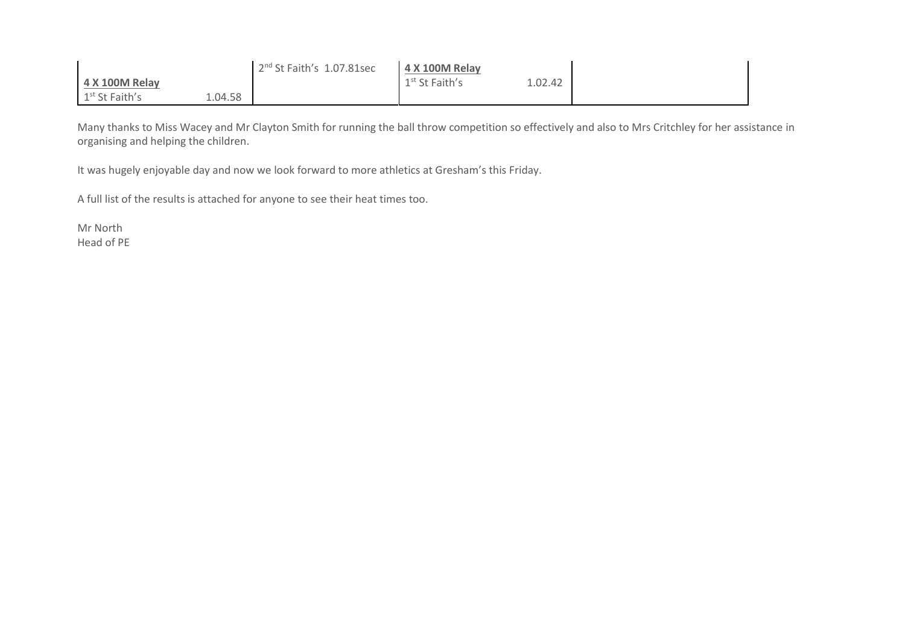| | | | |
|---|---|---|---|
| **4 X 100M Relay**<br>1st St Faith's 1.04.58 | 2nd St Faith's 1.07.81sec | **4 X 100M Relay**<br>1st St Faith's 1.02.42 | |

Many thanks to Miss Wacey and Mr Clayton Smith for running the ball throw competition so effectively and also to Mrs Critchley for her assistance in organising and helping the children.

It was hugely enjoyable day and now we look forward to more athletics at Gresham's this Friday.

A full list of the results is attached for anyone to see their heat times too.

Mr North
Head of PE